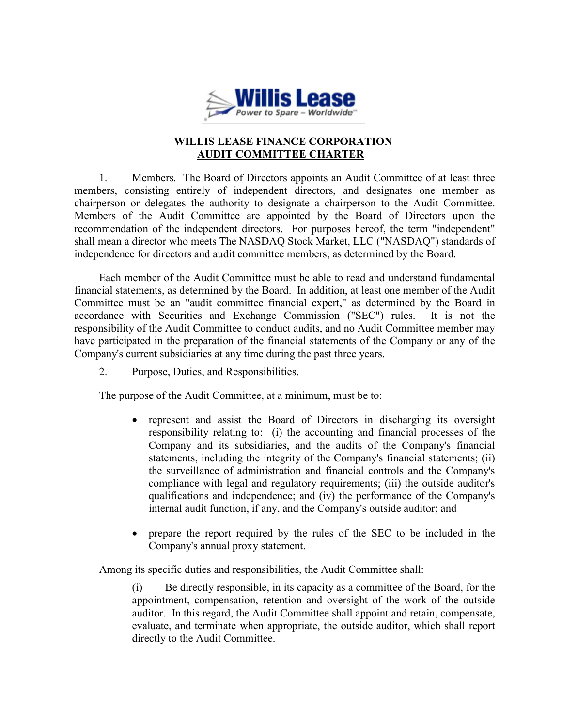# WILLIS LEASE FINANCE CORPORATION
## AUDIT COMMITTEE CHARTER

1. Members. The Board of Directors appoints an Audit Committee of at least three members, consisting entirely of independent directors, and designates one member as chairperson or delegates the authority to designate a chairperson to the Audit Committee. Members of the Audit Committee are appointed by the Board of Directors upon the recommendation of the independent directors. For purposes hereof, the term "independent" shall mean a director who meets The NASDAQ Stock Market, LLC ("NASDAQ") standards of independence for directors and audit committee members, as determined by the Board.

Each member of the Audit Committee must be able to read and understand fundamental financial statements, as determined by the Board. In addition, at least one member of the Audit Committee must be an "audit committee financial expert," as determined by the Board in accordance with Securities and Exchange Commission ("SEC") rules. It is not the responsibility of the Audit Committee to conduct audits, and no Audit Committee member may have participated in the preparation of the financial statements of the Company or any of the Company's current subsidiaries at any time during the past three years.

2. Purpose, Duties, and Responsibilities.

The purpose of the Audit Committee, at a minimum, must be to:

- represent and assist the Board of Directors in discharging its oversight responsibility relating to: (i) the accounting and financial processes of the Company and its subsidiaries, and the audits of the Company's financial statements, including the integrity of the Company's financial statements; (ii) the surveillance of administration and financial controls and the Company's compliance with legal and regulatory requirements; (iii) the outside auditor's qualifications and independence; and (iv) the performance of the Company's internal audit function, if any, and the Company's outside auditor; and

- prepare the report required by the rules of the SEC to be included in the Company's annual proxy statement.

Among its specific duties and responsibilities, the Audit Committee shall:

(i) Be directly responsible, in its capacity as a committee of the Board, for the appointment, compensation, retention and oversight of the work of the outside auditor. In this regard, the Audit Committee shall appoint and retain, compensate, evaluate, and terminate when appropriate, the outside auditor, which shall report directly to the Audit Committee.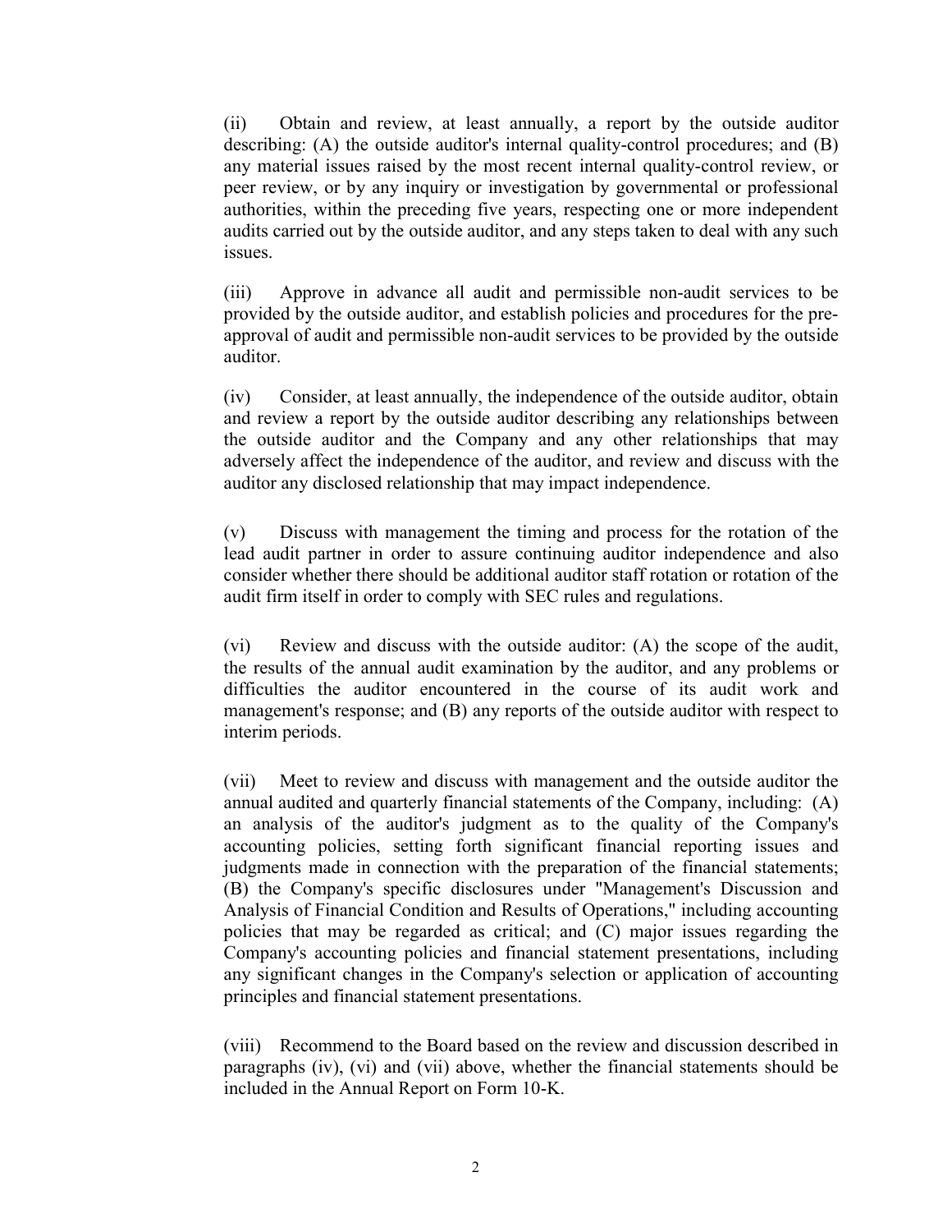(ii) Obtain and review, at least annually, a report by the outside auditor describing: (A) the outside auditor's internal quality-control procedures; and (B) any material issues raised by the most recent internal quality-control review, or peer review, or by any inquiry or investigation by governmental or professional authorities, within the preceding five years, respecting one or more independent audits carried out by the outside auditor, and any steps taken to deal with any such issues.

(iii) Approve in advance all audit and permissible non-audit services to be provided by the outside auditor, and establish policies and procedures for the pre-approval of audit and permissible non-audit services to be provided by the outside auditor.

(iv) Consider, at least annually, the independence of the outside auditor, obtain and review a report by the outside auditor describing any relationships between the outside auditor and the Company and any other relationships that may adversely affect the independence of the auditor, and review and discuss with the auditor any disclosed relationship that may impact independence.

(v) Discuss with management the timing and process for the rotation of the lead audit partner in order to assure continuing auditor independence and also consider whether there should be additional auditor staff rotation or rotation of the audit firm itself in order to comply with SEC rules and regulations.

(vi) Review and discuss with the outside auditor: (A) the scope of the audit, the results of the annual audit examination by the auditor, and any problems or difficulties the auditor encountered in the course of its audit work and management's response; and (B) any reports of the outside auditor with respect to interim periods.

(vii) Meet to review and discuss with management and the outside auditor the annual audited and quarterly financial statements of the Company, including: (A) an analysis of the auditor's judgment as to the quality of the Company's accounting policies, setting forth significant financial reporting issues and judgments made in connection with the preparation of the financial statements; (B) the Company's specific disclosures under "Management's Discussion and Analysis of Financial Condition and Results of Operations," including accounting policies that may be regarded as critical; and (C) major issues regarding the Company's accounting policies and financial statement presentations, including any significant changes in the Company's selection or application of accounting principles and financial statement presentations.

(viii) Recommend to the Board based on the review and discussion described in paragraphs (iv), (vi) and (vii) above, whether the financial statements should be included in the Annual Report on Form 10-K.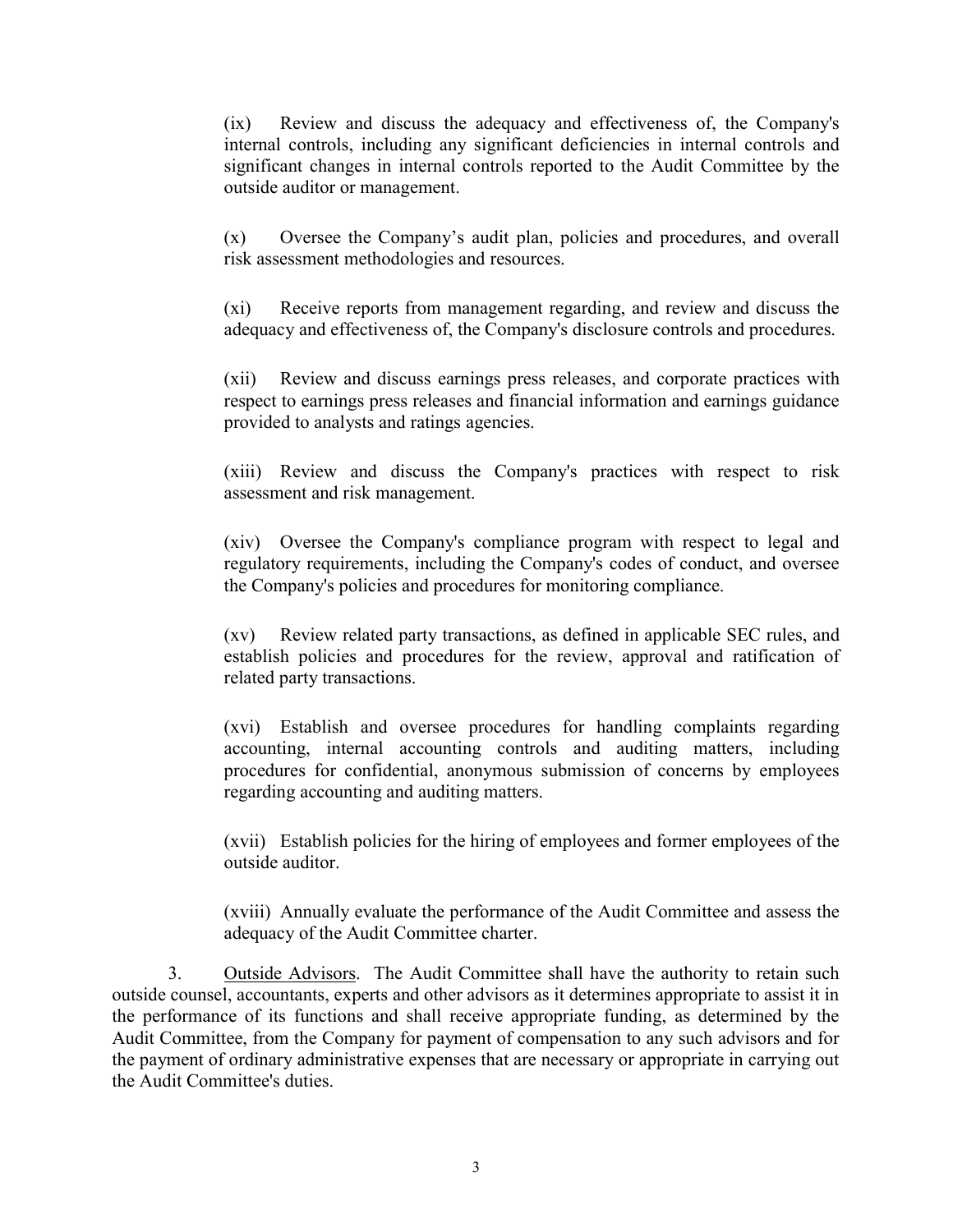(ix) Review and discuss the adequacy and effectiveness of, the Company's internal controls, including any significant deficiencies in internal controls and significant changes in internal controls reported to the Audit Committee by the outside auditor or management.

(x) Oversee the Company's audit plan, policies and procedures, and overall risk assessment methodologies and resources.

(xi) Receive reports from management regarding, and review and discuss the adequacy and effectiveness of, the Company's disclosure controls and procedures.

(xii) Review and discuss earnings press releases, and corporate practices with respect to earnings press releases and financial information and earnings guidance provided to analysts and ratings agencies.

(xiii) Review and discuss the Company's practices with respect to risk assessment and risk management.

(xiv) Oversee the Company's compliance program with respect to legal and regulatory requirements, including the Company's codes of conduct, and oversee the Company's policies and procedures for monitoring compliance.

(xv) Review related party transactions, as defined in applicable SEC rules, and establish policies and procedures for the review, approval and ratification of related party transactions.

(xvi) Establish and oversee procedures for handling complaints regarding accounting, internal accounting controls and auditing matters, including procedures for confidential, anonymous submission of concerns by employees regarding accounting and auditing matters.

(xvii) Establish policies for the hiring of employees and former employees of the outside auditor.

(xviii) Annually evaluate the performance of the Audit Committee and assess the adequacy of the Audit Committee charter.

3. <u>Outside Advisors</u>. The Audit Committee shall have the authority to retain such outside counsel, accountants, experts and other advisors as it determines appropriate to assist it in the performance of its functions and shall receive appropriate funding, as determined by the Audit Committee, from the Company for payment of compensation to any such advisors and for the payment of ordinary administrative expenses that are necessary or appropriate in carrying out the Audit Committee's duties.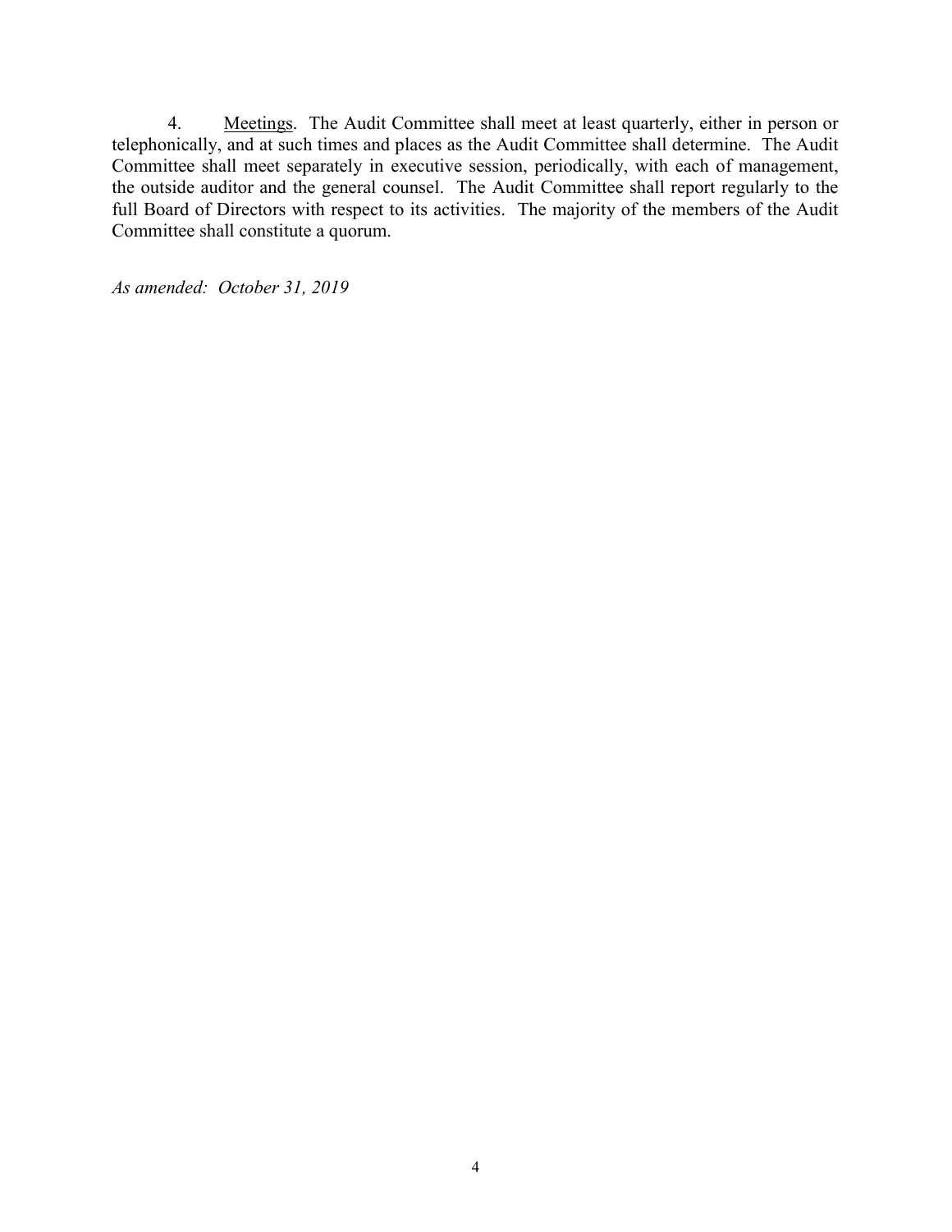4. <u>Meetings</u>. The Audit Committee shall meet at least quarterly, either in person or telephonically, and at such times and places as the Audit Committee shall determine. The Audit Committee shall meet separately in executive session, periodically, with each of management, the outside auditor and the general counsel. The Audit Committee shall report regularly to the full Board of Directors with respect to its activities. The majority of the members of the Audit Committee shall constitute a quorum.

*As amended: October 31, 2019*